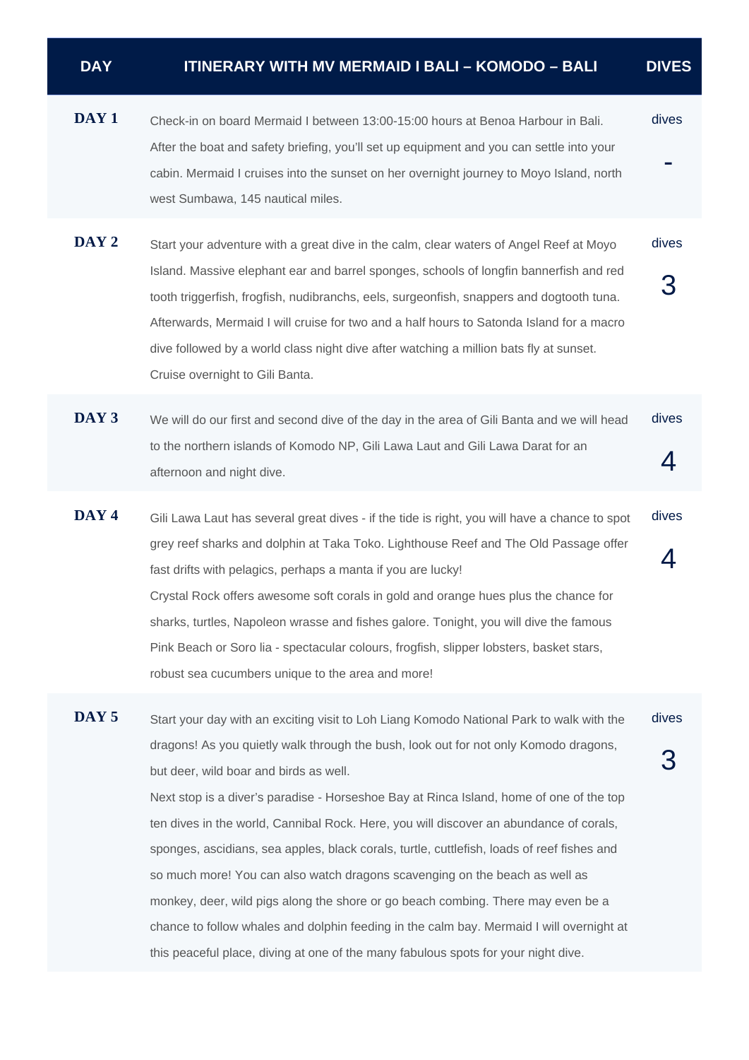| DAY | ITINERARY WITH MV MERMAID I BALI – KOMODO – BALI | DIVES |
|---|---|---|
| **DAY 1** | Check-in on board Mermaid I between 13:00-15:00 hours at Benoa Harbour in Bali. After the boat and safety briefing, you'll set up equipment and you can settle into your cabin. Mermaid I cruises into the sunset on her overnight journey to Moyo Island, north west Sumbawa, 145 nautical miles. | dives - |
| **DAY 2** | Start your adventure with a great dive in the calm, clear waters of Angel Reef at Moyo Island. Massive elephant ear and barrel sponges, schools of longfin bannerfish and red tooth triggerfish, frogfish, nudibranchs, eels, surgeonfish, snappers and dogtooth tuna. Afterwards, Mermaid I will cruise for two and a half hours to Satonda Island for a macro dive followed by a world class night dive after watching a million bats fly at sunset. Cruise overnight to Gili Banta. | dives 3 |
| **DAY 3** | We will do our first and second dive of the day in the area of Gili Banta and we will head to the northern islands of Komodo NP, Gili Lawa Laut and Gili Lawa Darat for an afternoon and night dive. | dives 4 |
| **DAY 4** | Gili Lawa Laut has several great dives - if the tide is right, you will have a chance to spot grey reef sharks and dolphin at Taka Toko. Lighthouse Reef and The Old Passage offer fast drifts with pelagics, perhaps a manta if you are lucky!<br>Crystal Rock offers awesome soft corals in gold and orange hues plus the chance for sharks, turtles, Napoleon wrasse and fishes galore. Tonight, you will dive the famous Pink Beach or Soro lia - spectacular colours, frogfish, slipper lobsters, basket stars, robust sea cucumbers unique to the area and more! | dives 4 |
| **DAY 5** | Start your day with an exciting visit to Loh Liang Komodo National Park to walk with the dragons! As you quietly walk through the bush, look out for not only Komodo dragons, but deer, wild boar and birds as well.<br>Next stop is a diver's paradise - Horseshoe Bay at Rinca Island, home of one of the top ten dives in the world, Cannibal Rock. Here, you will discover an abundance of corals, sponges, ascidians, sea apples, black corals, turtle, cuttlefish, loads of reef fishes and so much more! You can also watch dragons scavenging on the beach as well as monkey, deer, wild pigs along the shore or go beach combing. There may even be a chance to follow whales and dolphin feeding in the calm bay. Mermaid I will overnight at this peaceful place, diving at one of the many fabulous spots for your night dive. | dives 3 |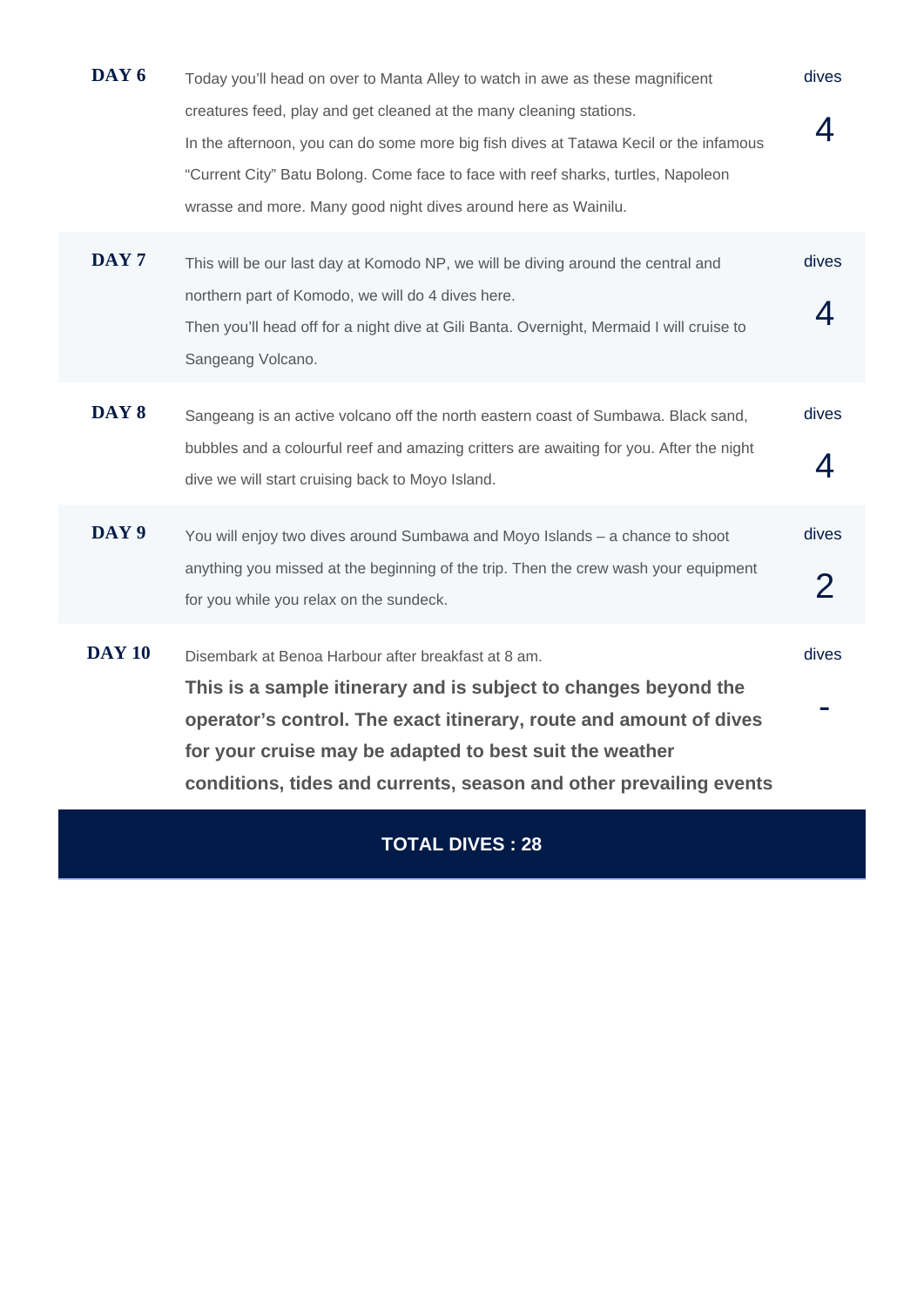| | | |
|---|---|---|
| **DAY 6** | Today you'll head on over to Manta Alley to watch in awe as these magnificent creatures feed, play and get cleaned at the many cleaning stations.<br>In the afternoon, you can do some more big fish dives at Tatawa Kecil or the infamous "Current City" Batu Bolong. Come face to face with reef sharks, turtles, Napoleon wrasse and more. Many good night dives around here as Wainilu. | dives<br>4 |
| **DAY 7** | This will be our last day at Komodo NP, we will be diving around the central and northern part of Komodo, we will do 4 dives here.<br>Then you'll head off for a night dive at Gili Banta. Overnight, Mermaid I will cruise to Sangeang Volcano. | dives<br>4 |
| **DAY 8** | Sangeang is an active volcano off the north eastern coast of Sumbawa. Black sand, bubbles and a colourful reef and amazing critters are awaiting for you. After the night dive we will start cruising back to Moyo Island. | dives<br>4 |
| **DAY 9** | You will enjoy two dives around Sumbawa and Moyo Islands – a chance to shoot anything you missed at the beginning of the trip. Then the crew wash your equipment for you while you relax on the sundeck. | dives<br>2 |
| **DAY 10** | Disembark at Benoa Harbour after breakfast at 8 am.<br>**This is a sample itinerary and is subject to changes beyond the operator's control. The exact itinerary, route and amount of dives for your cruise may be adapted to best suit the weather conditions, tides and currents, season and other prevailing events** | dives<br>- |

**TOTAL DIVES : 28**